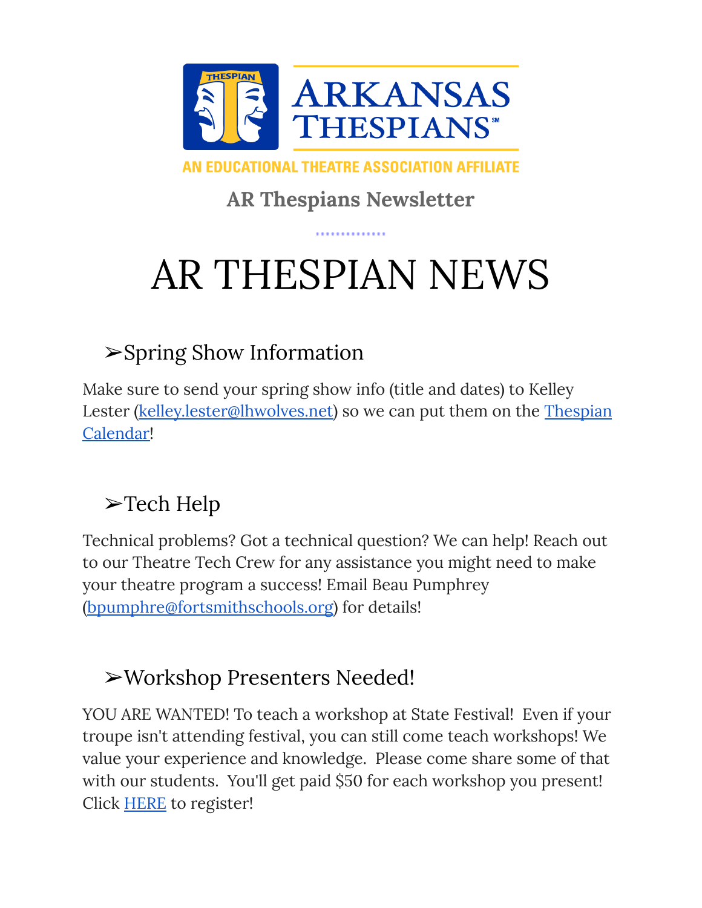ARKANSAS THESPIANS

AN EDUCATIONAL THEATRE ASSOCIATION AFFILIATE

**AR Thespians Newsletter**

# AR THESPIAN NEWS

## ➢Spring Show Information

Make sure to send your spring show info (title and dates) to Kelley Lester (kelley.lester@lhwolves.net) so we can put them on the Thespian Calendar!

## ➢Tech Help

Technical problems? Got a technical question? We can help! Reach out to our Theatre Tech Crew for any assistance you might need to make your theatre program a success! Email Beau Pumphrey (bpumphre@fortsmithschools.org) for details!

## ➢Workshop Presenters Needed!

YOU ARE WANTED! To teach a workshop at State Festival! Even if your troupe isn't attending festival, you can still come teach workshops! We value your experience and knowledge. Please come share some of that with our students. You'll get paid $50 for each workshop you present! Click HERE to register!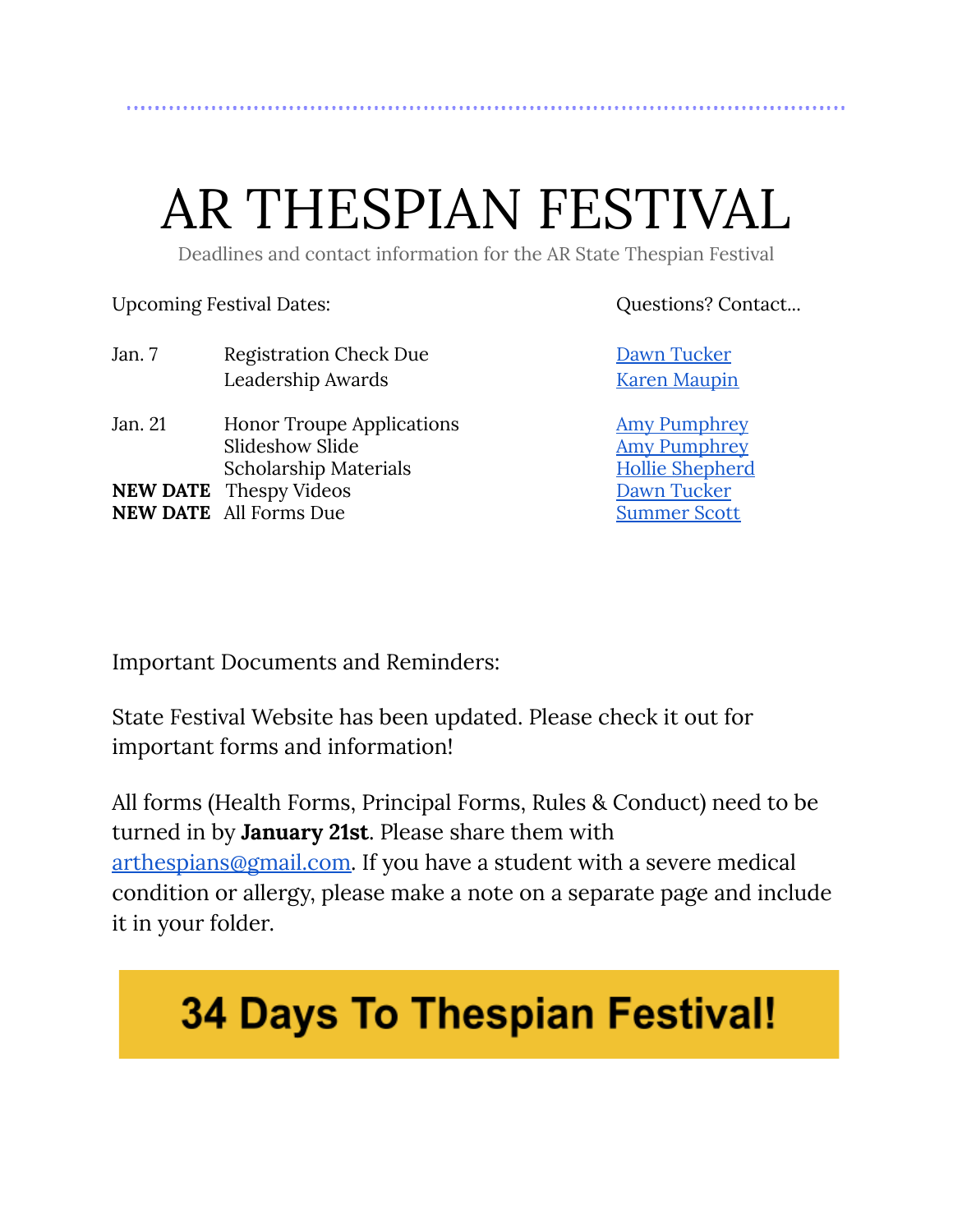# AR THESPIAN FESTIVAL

Deadlines and contact information for the AR State Thespian Festival

| Upcoming Festival Dates: | | Questions? Contact... |
|---|---|---|
| Jan. 7 | Registration Check Due | Dawn Tucker |
| | Leadership Awards | Karen Maupin |
| Jan. 21 | Honor Troupe Applications | Amy Pumphrey |
| | Slideshow Slide | Amy Pumphrey |
| | Scholarship Materials | Hollie Shepherd |
| **NEW DATE** | Thespy Videos | Dawn Tucker |
| **NEW DATE** | All Forms Due | Summer Scott |

Important Documents and Reminders:

State Festival Website has been updated. Please check it out for important forms and information!

All forms (Health Forms, Principal Forms, Rules & Conduct) need to be turned in by **January 21st**. Please share them with arthespians@gmail.com. If you have a student with a severe medical condition or allergy, please make a note on a separate page and include it in your folder.

**34 Days To Thespian Festival!**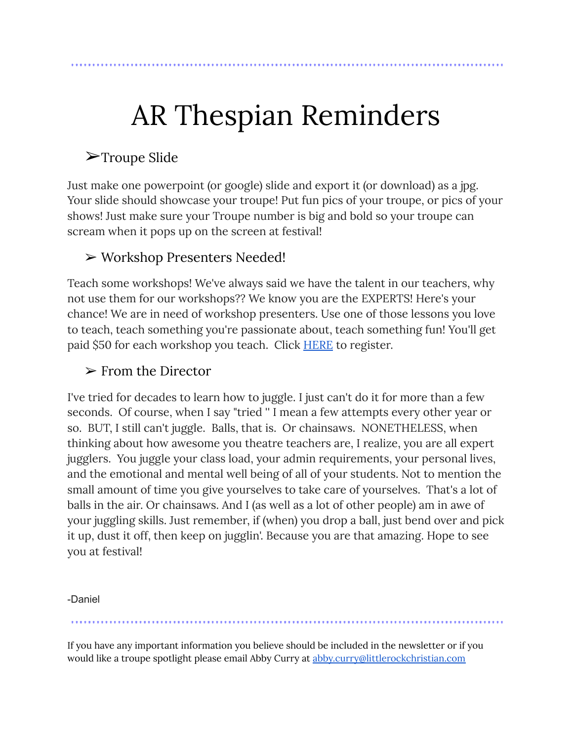# AR Thespian Reminders

## ➢Troupe Slide

Just make one powerpoint (or google) slide and export it (or download) as a jpg. Your slide should showcase your troupe! Put fun pics of your troupe, or pics of your shows! Just make sure your Troupe number is big and bold so your troupe can scream when it pops up on the screen at festival!

## ➢ Workshop Presenters Needed!

Teach some workshops! We've always said we have the talent in our teachers, why not use them for our workshops?? We know you are the EXPERTS! Here's your chance! We are in need of workshop presenters. Use one of those lessons you love to teach, teach something you're passionate about, teach something fun! You'll get paid $50 for each workshop you teach. Click HERE to register.

## ➢ From the Director

I've tried for decades to learn how to juggle. I just can't do it for more than a few seconds. Of course, when I say "tried " I mean a few attempts every other year or so. BUT, I still can't juggle. Balls, that is. Or chainsaws. NONETHELESS, when thinking about how awesome you theatre teachers are, I realize, you are all expert jugglers. You juggle your class load, your admin requirements, your personal lives, and the emotional and mental well being of all of your students. Not to mention the small amount of time you give yourselves to take care of yourselves. That's a lot of balls in the air. Or chainsaws. And I (as well as a lot of other people) am in awe of your juggling skills. Just remember, if (when) you drop a ball, just bend over and pick it up, dust it off, then keep on jugglin'. Because you are that amazing. Hope to see you at festival!

-Daniel

If you have any important information you believe should be included in the newsletter or if you would like a troupe spotlight please email Abby Curry at abby.curry@littlerockchristian.com